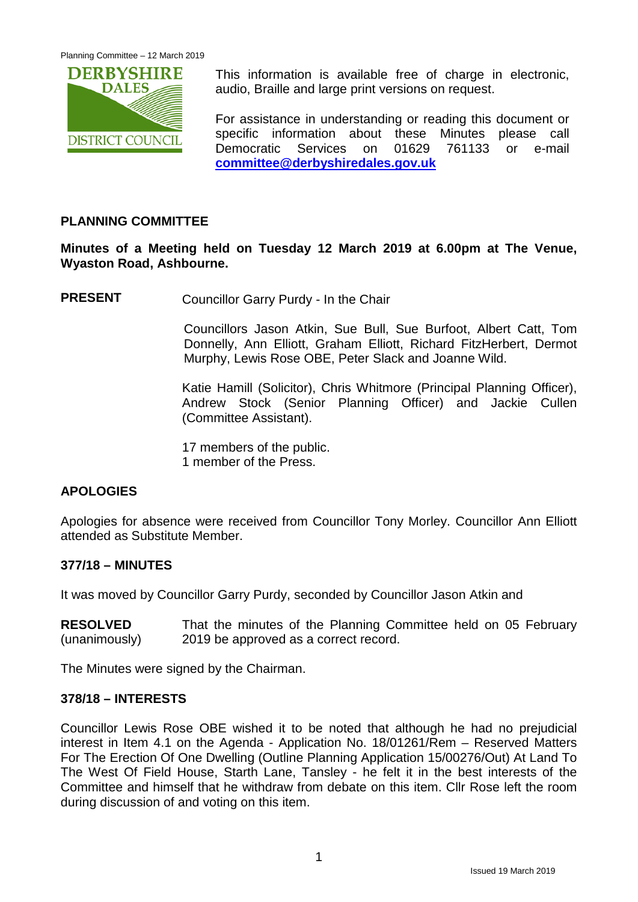This information is available free of charge in electronic, audio, Braille and large print versions on request.

For assistance in understanding or reading this document or specific information about these Minutes please call Democratic Services on 01629 761133 or e-mail **committee@derbyshiredales.gov.uk**

## PLANNING COMMITTEE

**Minutes of a Meeting held on Tuesday 12 March 2019 at 6.00pm at The Venue, Wyaston Road, Ashbourne.**

**PRESENT** Councillor Garry Purdy - In the Chair

Councillors Jason Atkin, Sue Bull, Sue Burfoot, Albert Catt, Tom Donnelly, Ann Elliott, Graham Elliott, Richard FitzHerbert, Dermot Murphy, Lewis Rose OBE, Peter Slack and Joanne Wild.

Katie Hamill (Solicitor), Chris Whitmore (Principal Planning Officer), Andrew Stock (Senior Planning Officer) and Jackie Cullen (Committee Assistant).

17 members of the public.
1 member of the Press.

## APOLOGIES

Apologies for absence were received from Councillor Tony Morley. Councillor Ann Elliott attended as Substitute Member.

## 377/18 – MINUTES

It was moved by Councillor Garry Purdy, seconded by Councillor Jason Atkin and

**RESOLVED** (unanimously) That the minutes of the Planning Committee held on 05 February 2019 be approved as a correct record.

The Minutes were signed by the Chairman.

## 378/18 – INTERESTS

Councillor Lewis Rose OBE wished it to be noted that although he had no prejudicial interest in Item 4.1 on the Agenda - Application No. 18/01261/Rem – Reserved Matters For The Erection Of One Dwelling (Outline Planning Application 15/00276/Out) At Land To The West Of Field House, Starth Lane, Tansley - he felt it in the best interests of the Committee and himself that he withdraw from debate on this item. Cllr Rose left the room during discussion of and voting on this item.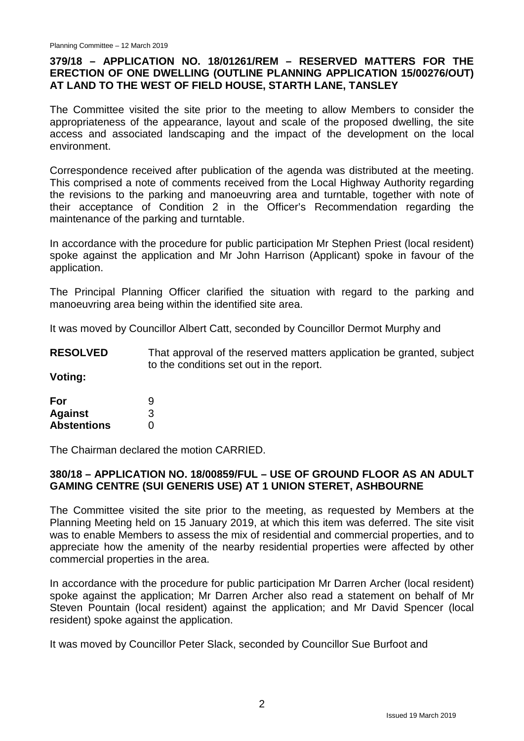### 379/18 – APPLICATION NO. 18/01261/REM – RESERVED MATTERS FOR THE ERECTION OF ONE DWELLING (OUTLINE PLANNING APPLICATION 15/00276/OUT) AT LAND TO THE WEST OF FIELD HOUSE, STARTH LANE, TANSLEY

The Committee visited the site prior to the meeting to allow Members to consider the appropriateness of the appearance, layout and scale of the proposed dwelling, the site access and associated landscaping and the impact of the development on the local environment.

Correspondence received after publication of the agenda was distributed at the meeting. This comprised a note of comments received from the Local Highway Authority regarding the revisions to the parking and manoeuvring area and turntable, together with note of their acceptance of Condition 2 in the Officer's Recommendation regarding the maintenance of the parking and turntable.

In accordance with the procedure for public participation Mr Stephen Priest (local resident) spoke against the application and Mr John Harrison (Applicant) spoke in favour of the application.

The Principal Planning Officer clarified the situation with regard to the parking and manoeuvring area being within the identified site area.

It was moved by Councillor Albert Catt, seconded by Councillor Dermot Murphy and

**RESOLVED** That approval of the reserved matters application be granted, subject to the conditions set out in the report.

**Voting:**

| | |
|---|---|
| **For** | 9 |
| **Against** | 3 |
| **Abstentions** | 0 |

The Chairman declared the motion CARRIED.

### 380/18 – APPLICATION NO. 18/00859/FUL – USE OF GROUND FLOOR AS AN ADULT GAMING CENTRE (SUI GENERIS USE) AT 1 UNION STERET, ASHBOURNE

The Committee visited the site prior to the meeting, as requested by Members at the Planning Meeting held on 15 January 2019, at which this item was deferred. The site visit was to enable Members to assess the mix of residential and commercial properties, and to appreciate how the amenity of the nearby residential properties were affected by other commercial properties in the area.

In accordance with the procedure for public participation Mr Darren Archer (local resident) spoke against the application; Mr Darren Archer also read a statement on behalf of Mr Steven Pountain (local resident) against the application; and Mr David Spencer (local resident) spoke against the application.

It was moved by Councillor Peter Slack, seconded by Councillor Sue Burfoot and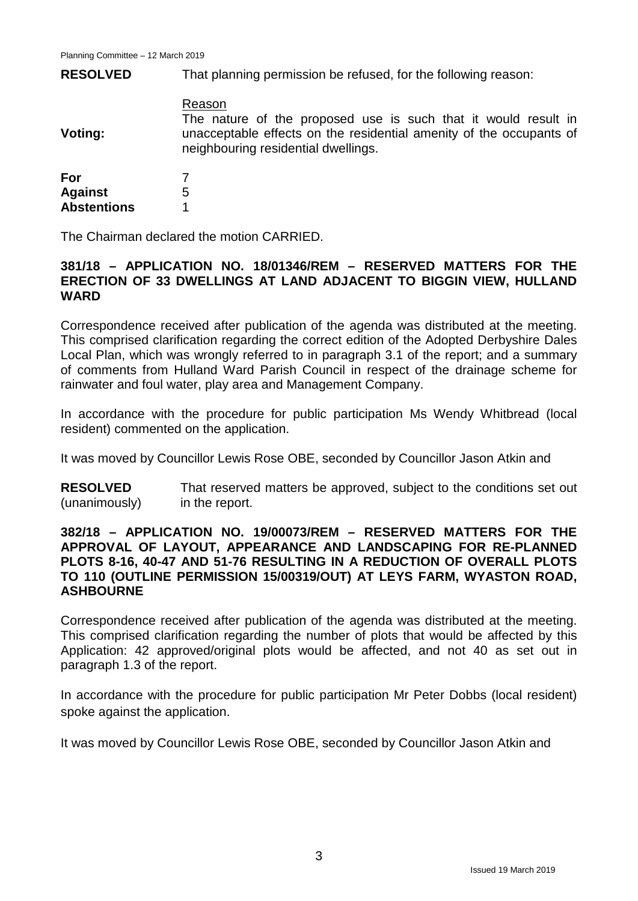**RESOLVED** That planning permission be refused, for the following reason:

Reason

The nature of the proposed use is such that it would result in unacceptable effects on the residential amenity of the occupants of neighbouring residential dwellings.

**Voting:**

| | |
|---|---|
| **For** | 7 |
| **Against** | 5 |
| **Abstentions** | 1 |

The Chairman declared the motion CARRIED.

**381/18 – APPLICATION NO. 18/01346/REM – RESERVED MATTERS FOR THE ERECTION OF 33 DWELLINGS AT LAND ADJACENT TO BIGGIN VIEW, HULLAND WARD**

Correspondence received after publication of the agenda was distributed at the meeting. This comprised clarification regarding the correct edition of the Adopted Derbyshire Dales Local Plan, which was wrongly referred to in paragraph 3.1 of the report; and a summary of comments from Hulland Ward Parish Council in respect of the drainage scheme for rainwater and foul water, play area and Management Company.

In accordance with the procedure for public participation Ms Wendy Whitbread (local resident) commented on the application.

It was moved by Councillor Lewis Rose OBE, seconded by Councillor Jason Atkin and

**RESOLVED** (unanimously) That reserved matters be approved, subject to the conditions set out in the report.

**382/18 – APPLICATION NO. 19/00073/REM – RESERVED MATTERS FOR THE APPROVAL OF LAYOUT, APPEARANCE AND LANDSCAPING FOR RE-PLANNED PLOTS 8-16, 40-47 AND 51-76 RESULTING IN A REDUCTION OF OVERALL PLOTS TO 110 (OUTLINE PERMISSION 15/00319/OUT) AT LEYS FARM, WYASTON ROAD, ASHBOURNE**

Correspondence received after publication of the agenda was distributed at the meeting. This comprised clarification regarding the number of plots that would be affected by this Application: 42 approved/original plots would be affected, and not 40 as set out in paragraph 1.3 of the report.

In accordance with the procedure for public participation Mr Peter Dobbs (local resident) spoke against the application.

It was moved by Councillor Lewis Rose OBE, seconded by Councillor Jason Atkin and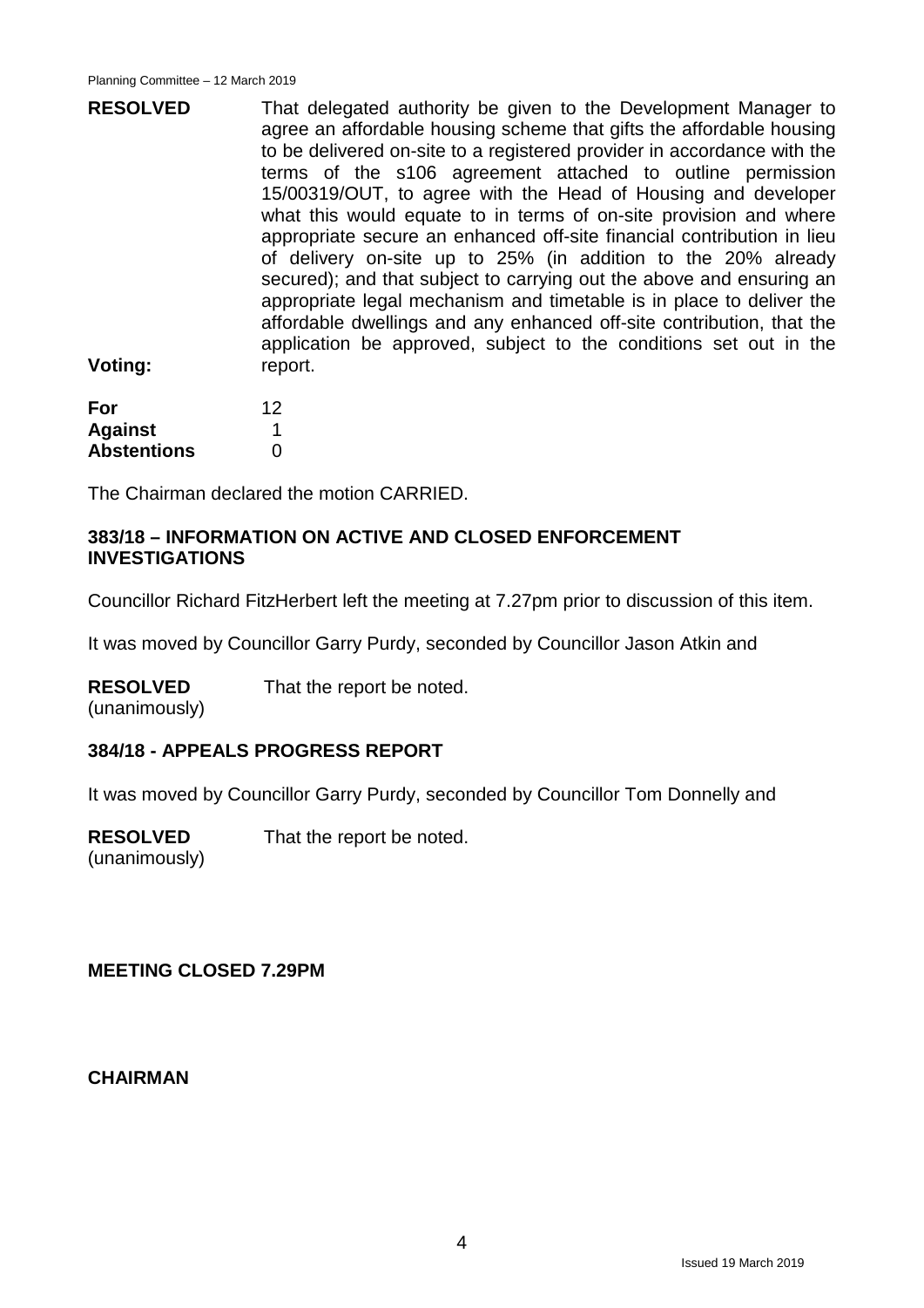**RESOLVED** That delegated authority be given to the Development Manager to agree an affordable housing scheme that gifts the affordable housing to be delivered on-site to a registered provider in accordance with the terms of the s106 agreement attached to outline permission 15/00319/OUT, to agree with the Head of Housing and developer what this would equate to in terms of on-site provision and where appropriate secure an enhanced off-site financial contribution in lieu of delivery on-site up to 25% (in addition to the 20% already secured); and that subject to carrying out the above and ensuring an appropriate legal mechanism and timetable is in place to deliver the affordable dwellings and any enhanced off-site contribution, that the application be approved, subject to the conditions set out in the report.

**Voting:**

| | |
|---|---|
| **For** | 12 |
| **Against** | 1 |
| **Abstentions** | 0 |

The Chairman declared the motion CARRIED.

## 383/18 – INFORMATION ON ACTIVE AND CLOSED ENFORCEMENT INVESTIGATIONS

Councillor Richard FitzHerbert left the meeting at 7.27pm prior to discussion of this item.

It was moved by Councillor Garry Purdy, seconded by Councillor Jason Atkin and

**RESOLVED** (unanimously) That the report be noted.

## 384/18 - APPEALS PROGRESS REPORT

It was moved by Councillor Garry Purdy, seconded by Councillor Tom Donnelly and

**RESOLVED** (unanimously) That the report be noted.

**MEETING CLOSED 7.29PM**

**CHAIRMAN**